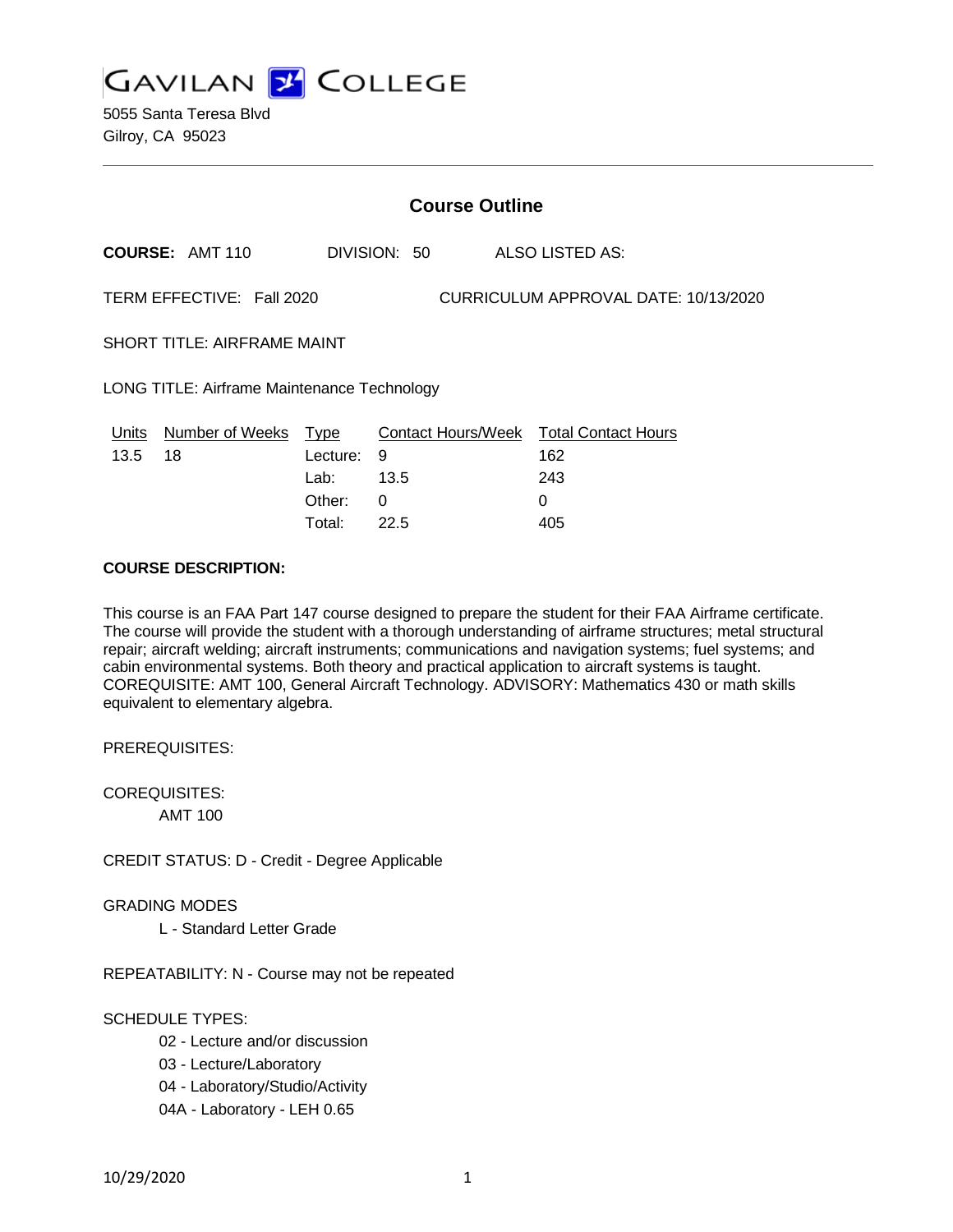# GAVILAN COLLEGE

5055 Santa Teresa Blvd
Gilroy, CA 95023

## Course Outline

**COURSE:** AMT 110 DIVISION: 50 ALSO LISTED AS:

TERM EFFECTIVE: Fall 2020 CURRICULUM APPROVAL DATE: 10/13/2020

SHORT TITLE: AIRFRAME MAINT

LONG TITLE: Airframe Maintenance Technology

| Units | Number of Weeks | Type | Contact Hours/Week | Total Contact Hours |
|---|---|---|---|---|
| 13.5 | 18 | Lecture: | 9 | 162 |
| | | Lab: | 13.5 | 243 |
| | | Other: | 0 | 0 |
| | | Total: | 22.5 | 405 |

**COURSE DESCRIPTION:**

This course is an FAA Part 147 course designed to prepare the student for their FAA Airframe certificate. The course will provide the student with a thorough understanding of airframe structures; metal structural repair; aircraft welding; aircraft instruments; communications and navigation systems; fuel systems; and cabin environmental systems. Both theory and practical application to aircraft systems is taught. COREQUISITE: AMT 100, General Aircraft Technology. ADVISORY: Mathematics 430 or math skills equivalent to elementary algebra.

PREREQUISITES:

COREQUISITES:

AMT 100

CREDIT STATUS: D - Credit - Degree Applicable

GRADING MODES

L - Standard Letter Grade

REPEATABILITY: N - Course may not be repeated

SCHEDULE TYPES:

02 - Lecture and/or discussion

03 - Lecture/Laboratory

04 - Laboratory/Studio/Activity

04A - Laboratory - LEH 0.65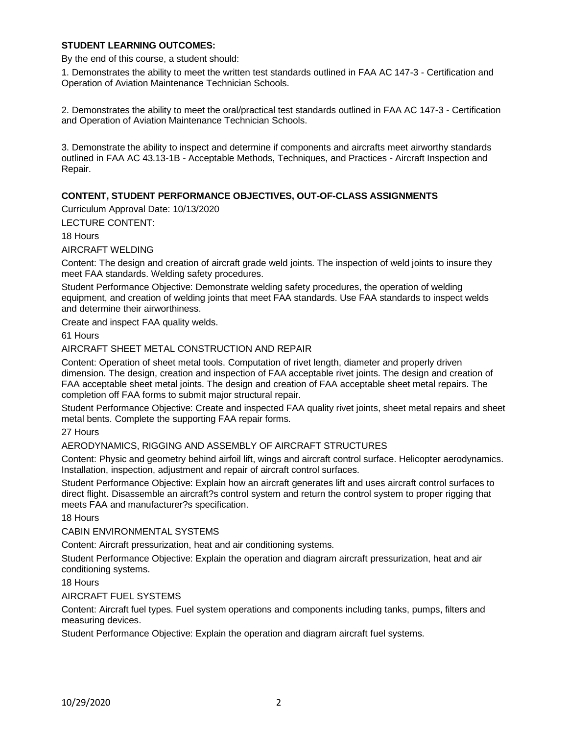**STUDENT LEARNING OUTCOMES:**

By the end of this course, a student should:

1. Demonstrates the ability to meet the written test standards outlined in FAA AC 147-3 - Certification and Operation of Aviation Maintenance Technician Schools.

2. Demonstrates the ability to meet the oral/practical test standards outlined in FAA AC 147-3 - Certification and Operation of Aviation Maintenance Technician Schools.

3. Demonstrate the ability to inspect and determine if components and aircrafts meet airworthy standards outlined in FAA AC 43.13-1B - Acceptable Methods, Techniques, and Practices - Aircraft Inspection and Repair.

**CONTENT, STUDENT PERFORMANCE OBJECTIVES, OUT-OF-CLASS ASSIGNMENTS**

Curriculum Approval Date: 10/13/2020

LECTURE CONTENT:

18 Hours

AIRCRAFT WELDING

Content: The design and creation of aircraft grade weld joints. The inspection of weld joints to insure they meet FAA standards. Welding safety procedures.

Student Performance Objective: Demonstrate welding safety procedures, the operation of welding equipment, and creation of welding joints that meet FAA standards. Use FAA standards to inspect welds and determine their airworthiness.

Create and inspect FAA quality welds.

61 Hours

AIRCRAFT SHEET METAL CONSTRUCTION AND REPAIR

Content: Operation of sheet metal tools. Computation of rivet length, diameter and properly driven dimension. The design, creation and inspection of FAA acceptable rivet joints. The design and creation of FAA acceptable sheet metal joints. The design and creation of FAA acceptable sheet metal repairs. The completion off FAA forms to submit major structural repair.

Student Performance Objective: Create and inspected FAA quality rivet joints, sheet metal repairs and sheet metal bents. Complete the supporting FAA repair forms.

27 Hours

AERODYNAMICS, RIGGING AND ASSEMBLY OF AIRCRAFT STRUCTURES

Content: Physic and geometry behind airfoil lift, wings and aircraft control surface. Helicopter aerodynamics. Installation, inspection, adjustment and repair of aircraft control surfaces.

Student Performance Objective: Explain how an aircraft generates lift and uses aircraft control surfaces to direct flight. Disassemble an aircraft?s control system and return the control system to proper rigging that meets FAA and manufacturer?s specification.

18 Hours

CABIN ENVIRONMENTAL SYSTEMS

Content: Aircraft pressurization, heat and air conditioning systems.

Student Performance Objective: Explain the operation and diagram aircraft pressurization, heat and air conditioning systems.

18 Hours

AIRCRAFT FUEL SYSTEMS

Content: Aircraft fuel types. Fuel system operations and components including tanks, pumps, filters and measuring devices.

Student Performance Objective: Explain the operation and diagram aircraft fuel systems.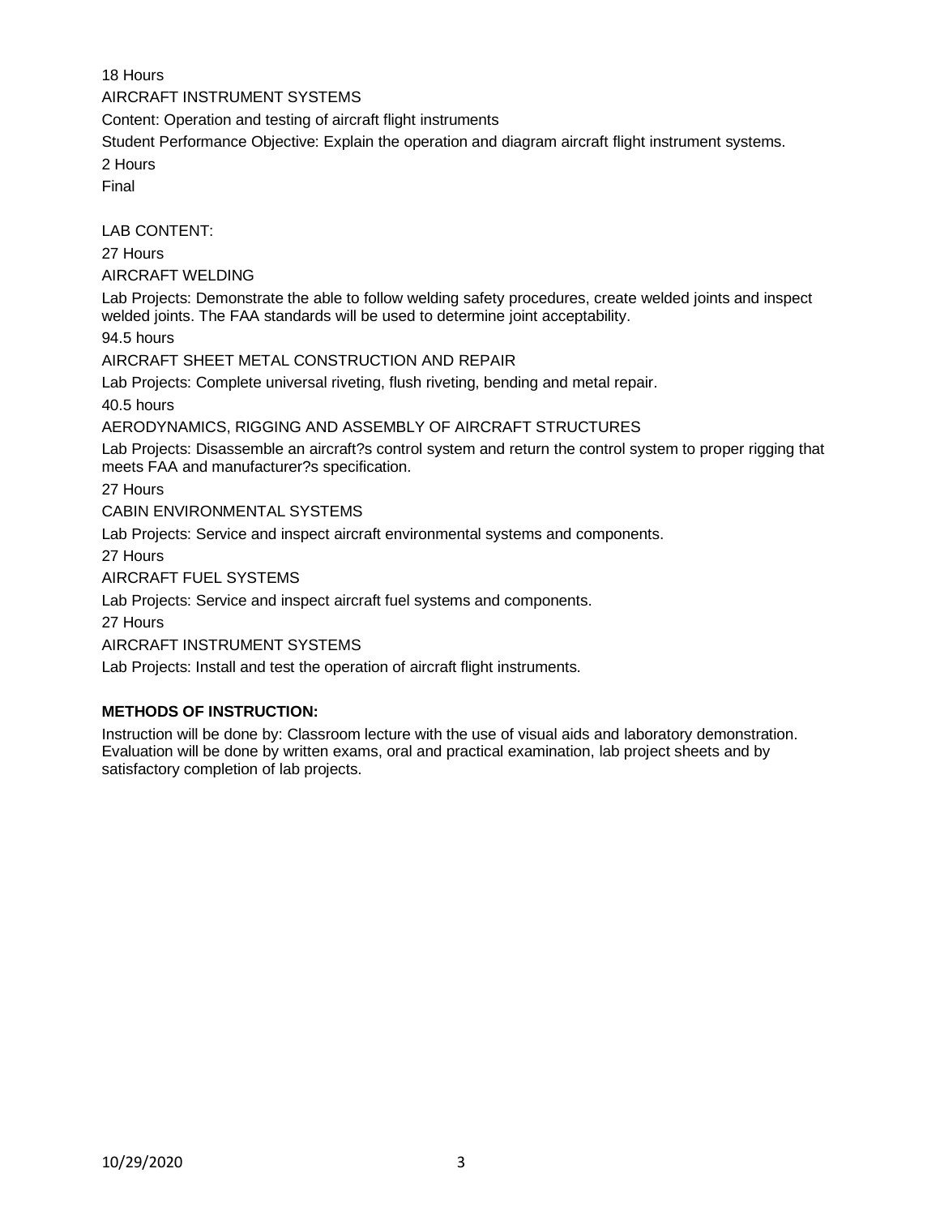18 Hours

AIRCRAFT INSTRUMENT SYSTEMS

Content: Operation and testing of aircraft flight instruments

Student Performance Objective: Explain the operation and diagram aircraft flight instrument systems.

2 Hours

Final

LAB CONTENT:

27 Hours

AIRCRAFT WELDING

Lab Projects: Demonstrate the able to follow welding safety procedures, create welded joints and inspect welded joints. The FAA standards will be used to determine joint acceptability.

94.5 hours

AIRCRAFT SHEET METAL CONSTRUCTION AND REPAIR

Lab Projects: Complete universal riveting, flush riveting, bending and metal repair.

40.5 hours

AERODYNAMICS, RIGGING AND ASSEMBLY OF AIRCRAFT STRUCTURES

Lab Projects: Disassemble an aircraft?s control system and return the control system to proper rigging that meets FAA and manufacturer?s specification.

27 Hours

CABIN ENVIRONMENTAL SYSTEMS

Lab Projects: Service and inspect aircraft environmental systems and components.

27 Hours

AIRCRAFT FUEL SYSTEMS

Lab Projects: Service and inspect aircraft fuel systems and components.

27 Hours

AIRCRAFT INSTRUMENT SYSTEMS

Lab Projects: Install and test the operation of aircraft flight instruments.

**METHODS OF INSTRUCTION:**

Instruction will be done by: Classroom lecture with the use of visual aids and laboratory demonstration. Evaluation will be done by written exams, oral and practical examination, lab project sheets and by satisfactory completion of lab projects.

10/29/2020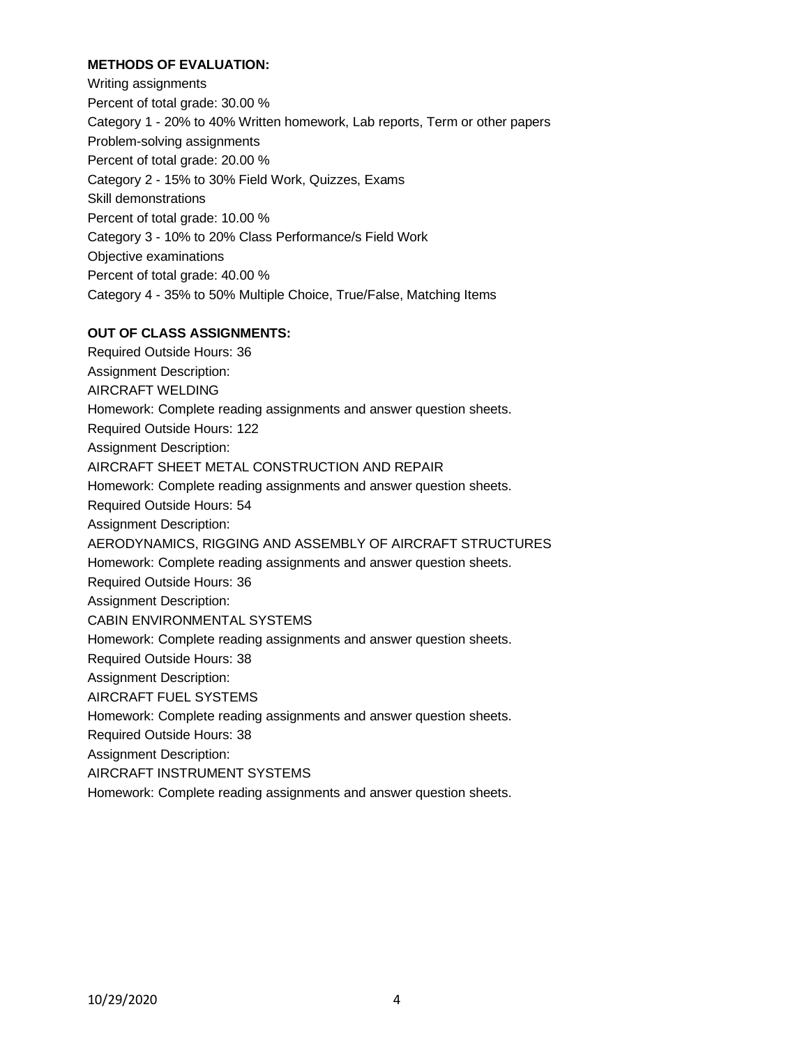**METHODS OF EVALUATION:**

Writing assignments
Percent of total grade: 30.00 %
Category 1 - 20% to 40% Written homework, Lab reports, Term or other papers
Problem-solving assignments
Percent of total grade: 20.00 %
Category 2 - 15% to 30% Field Work, Quizzes, Exams
Skill demonstrations
Percent of total grade: 10.00 %
Category 3 - 10% to 20% Class Performance/s Field Work
Objective examinations
Percent of total grade: 40.00 %
Category 4 - 35% to 50% Multiple Choice, True/False, Matching Items

**OUT OF CLASS ASSIGNMENTS:**

Required Outside Hours: 36
Assignment Description:
AIRCRAFT WELDING
Homework: Complete reading assignments and answer question sheets.
Required Outside Hours: 122
Assignment Description:
AIRCRAFT SHEET METAL CONSTRUCTION AND REPAIR
Homework: Complete reading assignments and answer question sheets.
Required Outside Hours: 54
Assignment Description:
AERODYNAMICS, RIGGING AND ASSEMBLY OF AIRCRAFT STRUCTURES
Homework: Complete reading assignments and answer question sheets.
Required Outside Hours: 36
Assignment Description:
CABIN ENVIRONMENTAL SYSTEMS
Homework: Complete reading assignments and answer question sheets.
Required Outside Hours: 38
Assignment Description:
AIRCRAFT FUEL SYSTEMS
Homework: Complete reading assignments and answer question sheets.
Required Outside Hours: 38
Assignment Description:
AIRCRAFT INSTRUMENT SYSTEMS
Homework: Complete reading assignments and answer question sheets.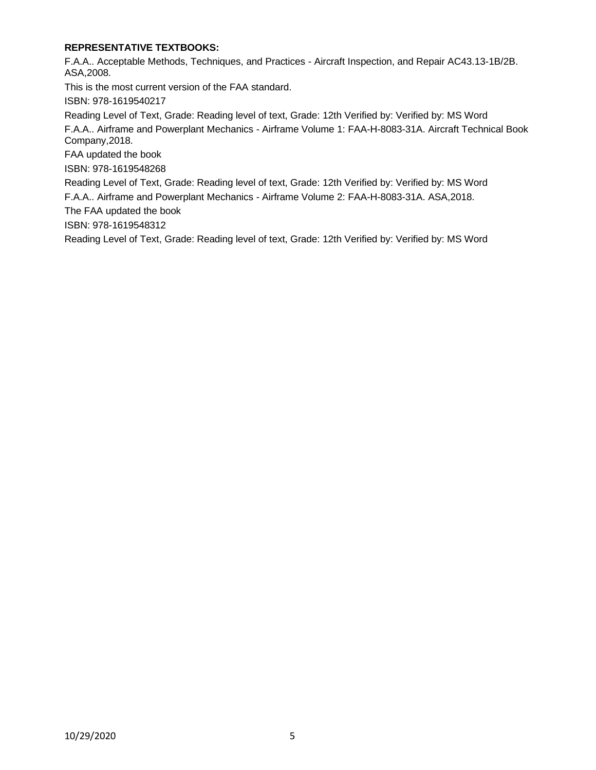**REPRESENTATIVE TEXTBOOKS:**

F.A.A.. Acceptable Methods, Techniques, and Practices - Aircraft Inspection, and Repair AC43.13-1B/2B. ASA,2008.

This is the most current version of the FAA standard.

ISBN: 978-1619540217

Reading Level of Text, Grade: Reading level of text, Grade: 12th Verified by: Verified by: MS Word

F.A.A.. Airframe and Powerplant Mechanics - Airframe Volume 1: FAA-H-8083-31A. Aircraft Technical Book Company,2018.

FAA updated the book

ISBN: 978-1619548268

Reading Level of Text, Grade: Reading level of text, Grade: 12th Verified by: Verified by: MS Word

F.A.A.. Airframe and Powerplant Mechanics - Airframe Volume 2: FAA-H-8083-31A. ASA,2018.

The FAA updated the book

ISBN: 978-1619548312

Reading Level of Text, Grade: Reading level of text, Grade: 12th Verified by: Verified by: MS Word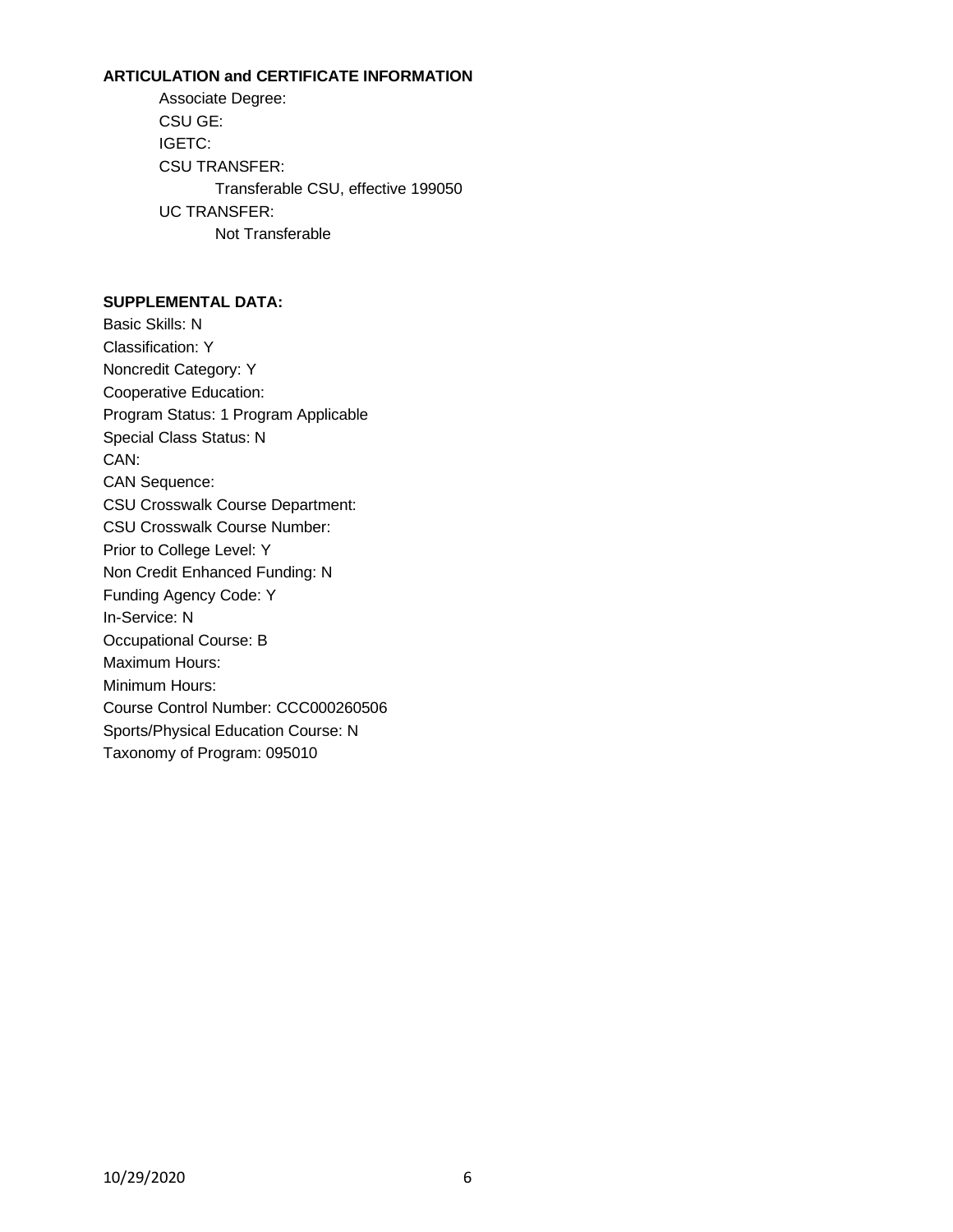**ARTICULATION and CERTIFICATE INFORMATION**

Associate Degree:
CSU GE:
IGETC:
CSU TRANSFER:
Transferable CSU, effective 199050
UC TRANSFER:
Not Transferable

**SUPPLEMENTAL DATA:**

Basic Skills: N
Classification: Y
Noncredit Category: Y
Cooperative Education:
Program Status: 1 Program Applicable
Special Class Status: N
CAN:
CAN Sequence:
CSU Crosswalk Course Department:
CSU Crosswalk Course Number:
Prior to College Level: Y
Non Credit Enhanced Funding: N
Funding Agency Code: Y
In-Service: N
Occupational Course: B
Maximum Hours:
Minimum Hours:
Course Control Number: CCC000260506
Sports/Physical Education Course: N
Taxonomy of Program: 095010